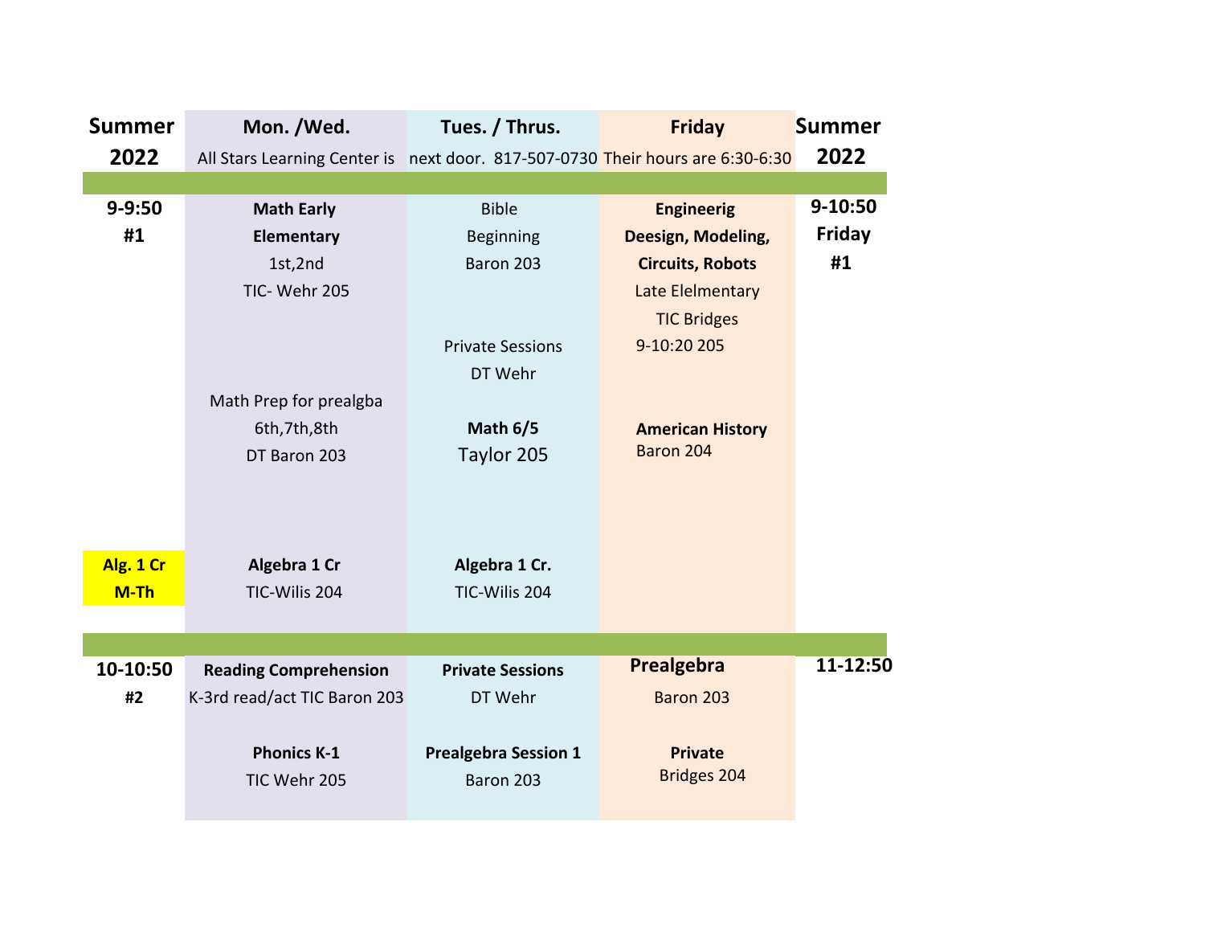| Summer 2022 | Mon. /Wed. | Tues. / Thrus. | Friday | Summer 2022 |
|---|---|---|---|---|
| | All Stars Learning Center is | next door. 817-507-0730 | Their hours are 6:30-6:30 | |
| 9-9:50 #1 | **Math Early Elementary** 1st,2nd TIC- Wehr 205 | Bible Beginning Baron 203 | **Engineerig Deesign, Modeling, Circuits, Robots** Late Elelmentary TIC Bridges 9-10:20 205 | 9-10:50 Friday #1 |
| | | Private Sessions DT Wehr | | |
| | Math Prep for prealgba 6th,7th,8th DT Baron 203 | **Math 6/5** Taylor 205 | **American History** Baron 204 | |
| **Alg. 1 Cr M-Th** | **Algebra 1 Cr** TIC-Wilis 204 | **Algebra 1 Cr.** TIC-Wilis 204 | | |
| 10-10:50 #2 | **Reading Comprehension** K-3rd read/act TIC Baron 203 | **Private Sessions** DT Wehr | **Prealgebra** Baron 203 | 11-12:50 |
| | **Phonics K-1** TIC Wehr 205 | **Prealgebra Session 1** Baron 203 | **Private** Bridges 204 | |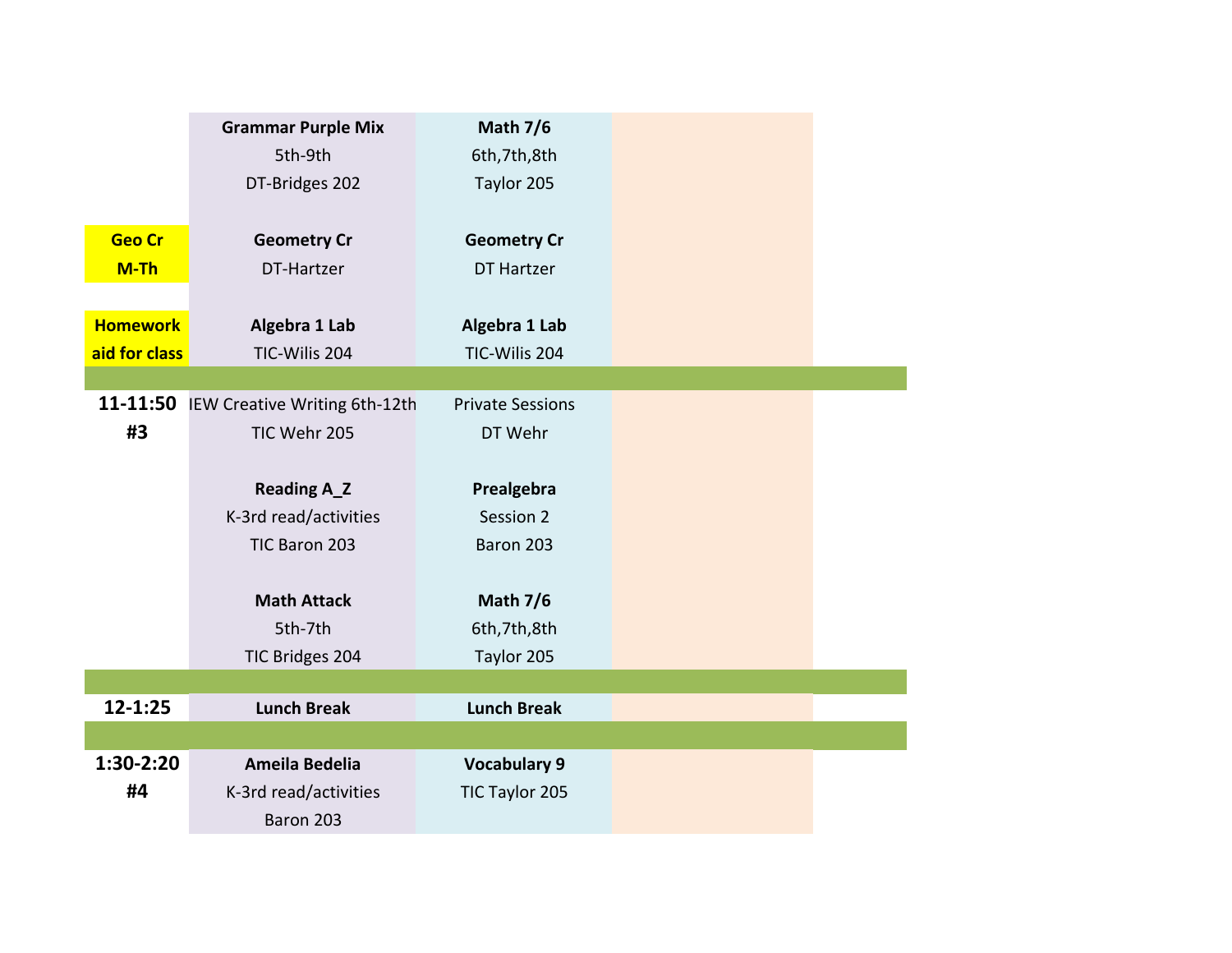| | | | |
|---|---|---|---|
| | **Grammar Purple Mix**<br>5th-9th<br>DT-Bridges 202 | **Math 7/6**<br>6th,7th,8th<br>Taylor 205 | |
| **Geo Cr**<br>**M-Th** | **Geometry Cr**<br>DT-Hartzer | **Geometry Cr**<br>DT Hartzer | |
| **Homework aid for class** | **Algebra 1 Lab**<br>TIC-Wilis 204 | **Algebra 1 Lab**<br>TIC-Wilis 204 | |
| | | | |
| **11-11:50**<br>**#3** | IEW Creative Writing 6th-12th<br>TIC Wehr 205 | Private Sessions<br>DT Wehr | |
| | **Reading A_Z**<br>K-3rd read/activities<br>TIC Baron 203 | **Prealgebra**<br>Session 2<br>Baron 203 | |
| | **Math Attack**<br>5th-7th<br>TIC Bridges 204 | **Math 7/6**<br>6th,7th,8th<br>Taylor 205 | |
| | | | |
| **12-1:25** | **Lunch Break** | **Lunch Break** | |
| | | | |
| **1:30-2:20**<br>**#4** | **Ameila Bedelia**<br>K-3rd read/activities<br>Baron 203 | **Vocabulary 9**<br>TIC Taylor 205 | |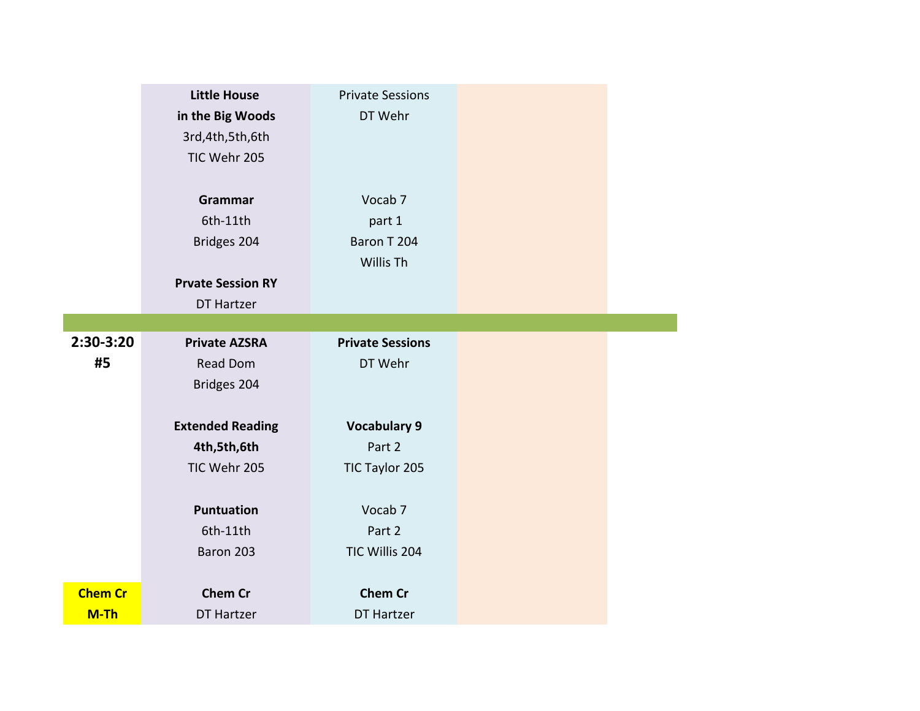| | | | |
|---|---|---|---|
| | **Little House in the Big Woods**<br>3rd,4th,5th,6th<br>TIC Wehr 205<br><br>**Grammar**<br>6th-11th<br>Bridges 204<br><br>**Prvate Session RY**<br>DT Hartzer | Private Sessions<br>DT Wehr<br><br>Vocab 7<br>part 1<br>Baron T 204<br>Willis Th | |
| **2:30-3:20**<br>**#5** | **Private AZSRA**<br>Read Dom<br>Bridges 204<br><br>**Extended Reading**<br>**4th,5th,6th**<br>TIC Wehr 205<br><br>**Puntuation**<br>6th-11th<br>Baron 203 | **Private Sessions**<br>DT Wehr<br><br>**Vocabulary 9**<br>Part 2<br>TIC Taylor 205<br><br>Vocab 7<br>Part 2<br>TIC Willis 204 | |
| **Chem Cr**<br>**M-Th** | **Chem Cr**<br>DT Hartzer | **Chem Cr**<br>DT Hartzer | |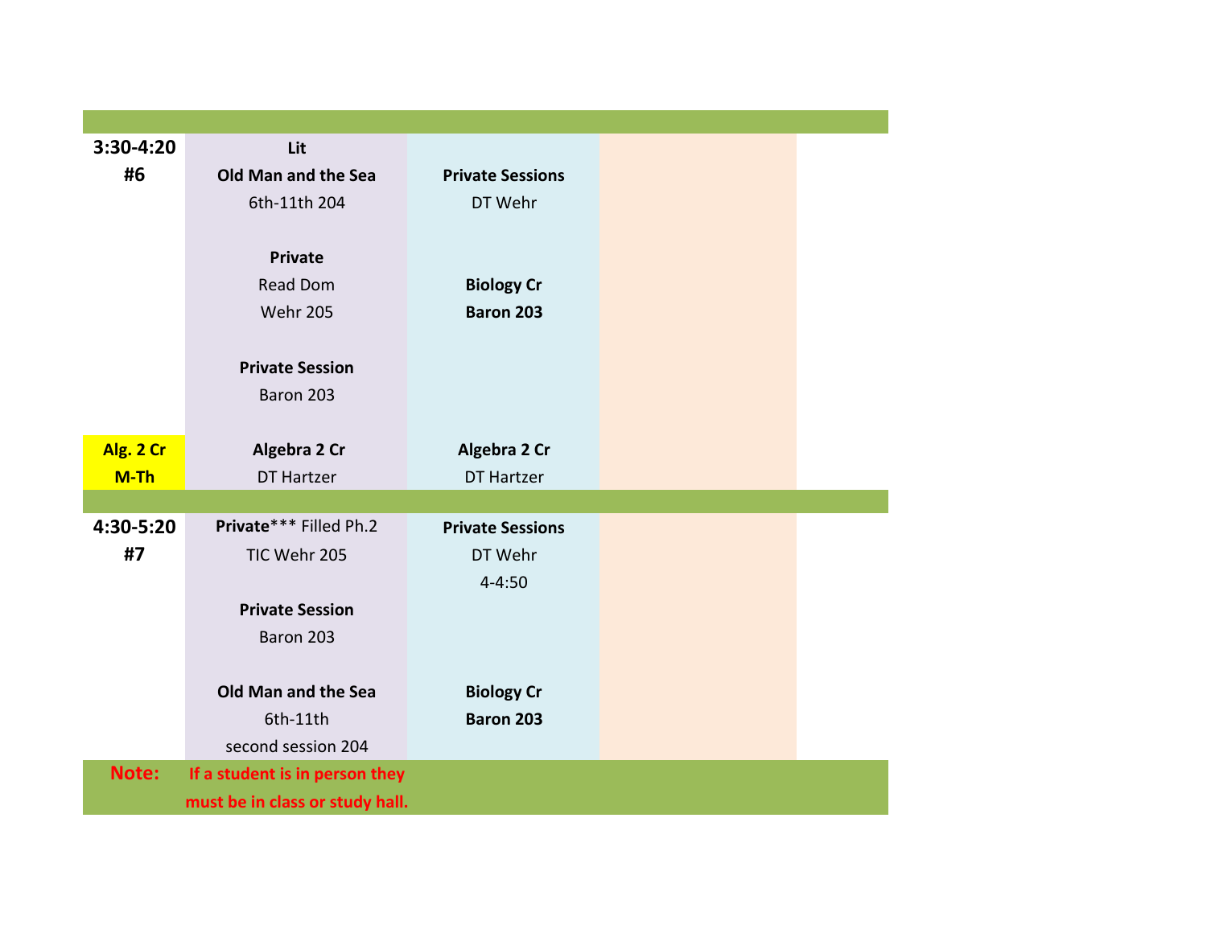| | | | | |
|---|---|---|---|---|
| | | | | |
| **3:30-4:20**<br>**#6** | **Lit**<br>**Old Man and the Sea**<br>6th-11th 204<br><br>**Private**<br>Read Dom<br>Wehr 205<br><br>**Private Session**<br>Baron 203 | **Private Sessions**<br>DT Wehr<br><br>**Biology Cr**<br>**Baron 203** | | |
| **Alg. 2 Cr**<br>**M-Th** | **Algebra 2 Cr**<br>DT Hartzer | **Algebra 2 Cr**<br>DT Hartzer | | |
| | | | | |
| **4:30-5:20**<br>**#7** | **Private***** Filled Ph.2<br>TIC Wehr 205<br><br>**Private Session**<br>Baron 203<br><br>**Old Man and the Sea**<br>6th-11th<br>second session 204 | **Private Sessions**<br>DT Wehr<br>4-4:50<br><br>**Biology Cr**<br>**Baron 203** | | |
| **Note:** | **If a student is in person they must be in class or study hall.** | | | |